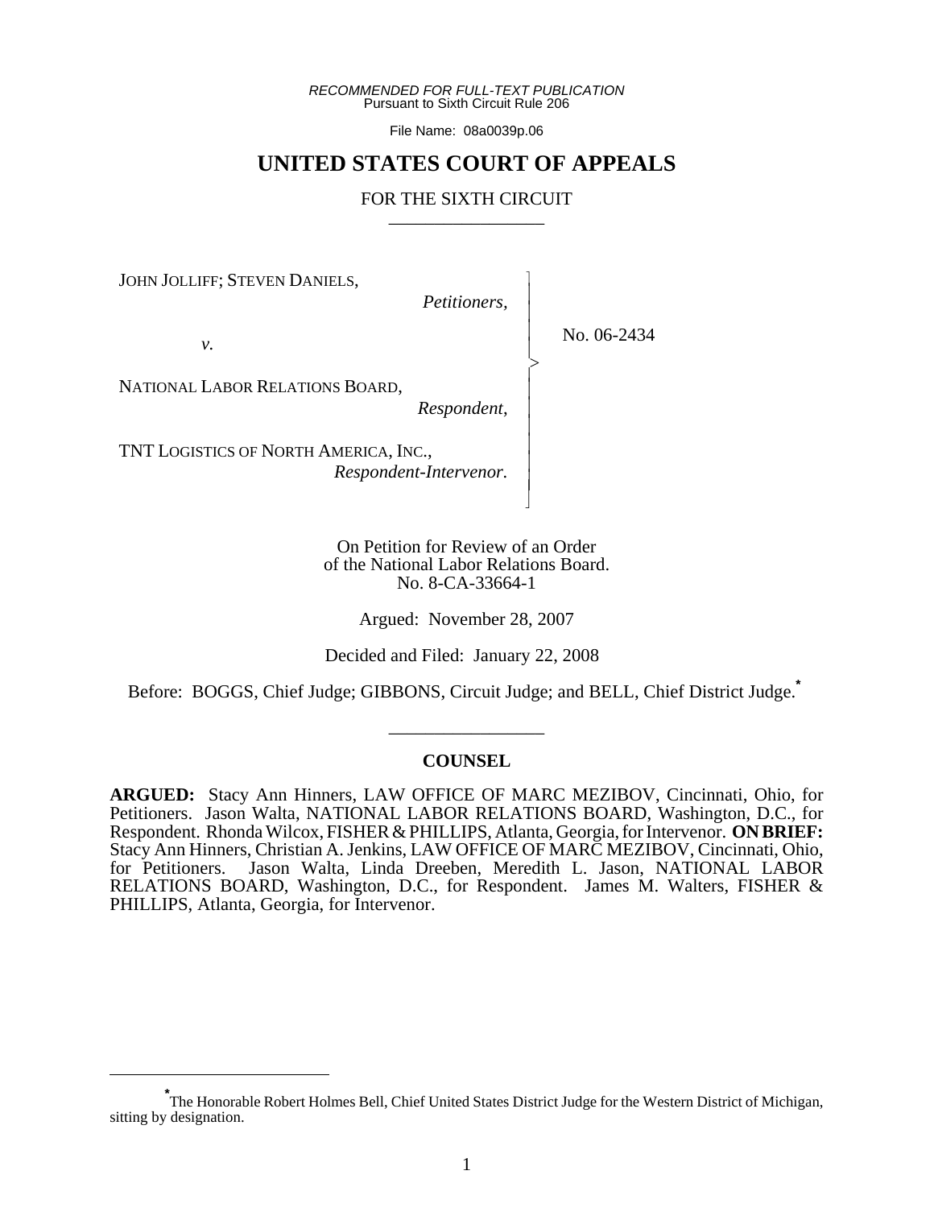*RECOMMENDED FOR FULL-TEXT PUBLICATION*
Pursuant to Sixth Circuit Rule 206

File Name: 08a0039p.06

# UNITED STATES COURT OF APPEALS

## FOR THE SIXTH CIRCUIT

JOHN JOLLIFF; STEVEN DANIELS,
*Petitioners,*

*v.*

NATIONAL LABOR RELATIONS BOARD,
*Respondent,*

TNT LOGISTICS OF NORTH AMERICA, INC.,
*Respondent-Intervenor.*

No. 06-2434

On Petition for Review of an Order
of the National Labor Relations Board.
No. 8-CA-33664-1

Argued: November 28, 2007

Decided and Filed: January 22, 2008

Before: BOGGS, Chief Judge; GIBBONS, Circuit Judge; and BELL, Chief District Judge.*

### COUNSEL

**ARGUED:** Stacy Ann Hinners, LAW OFFICE OF MARC MEZIBOV, Cincinnati, Ohio, for Petitioners. Jason Walta, NATIONAL LABOR RELATIONS BOARD, Washington, D.C., for Respondent. Rhonda Wilcox, FISHER & PHILLIPS, Atlanta, Georgia, for Intervenor. **ON BRIEF:** Stacy Ann Hinners, Christian A. Jenkins, LAW OFFICE OF MARC MEZIBOV, Cincinnati, Ohio, for Petitioners. Jason Walta, Linda Dreeben, Meredith L. Jason, NATIONAL LABOR RELATIONS BOARD, Washington, D.C., for Respondent. James M. Walters, FISHER & PHILLIPS, Atlanta, Georgia, for Intervenor.

---

* The Honorable Robert Holmes Bell, Chief United States District Judge for the Western District of Michigan, sitting by designation.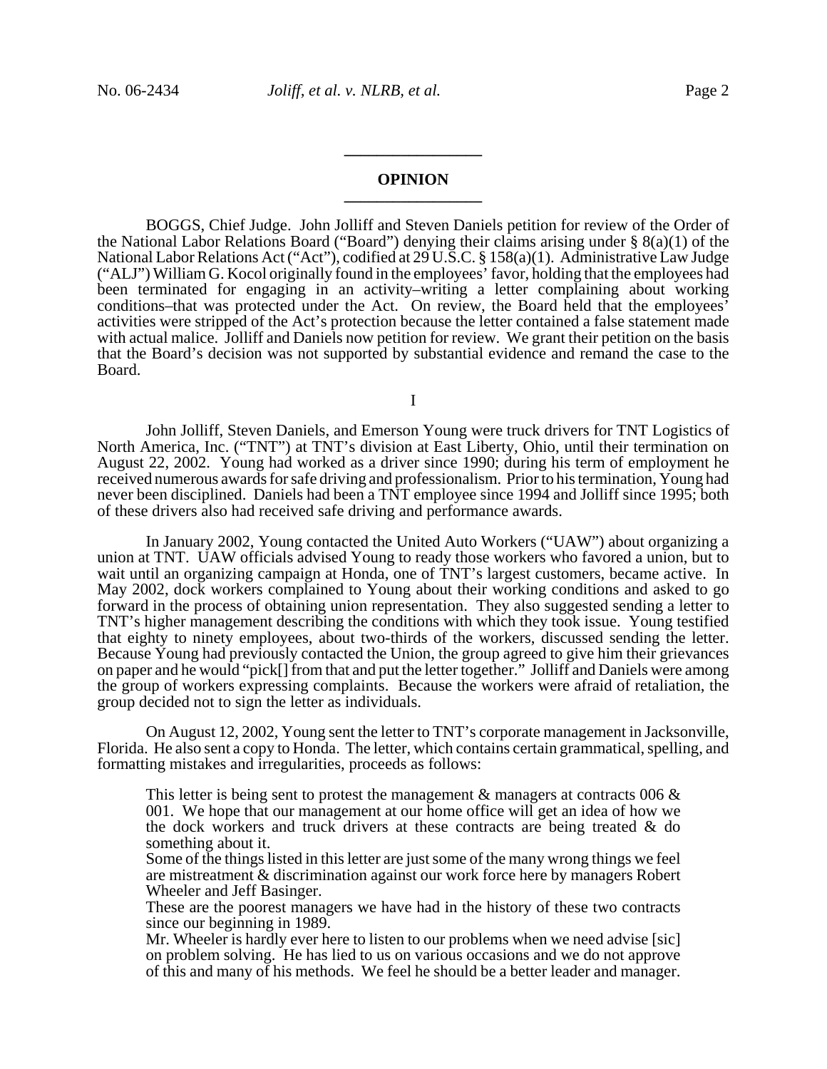## OPINION

BOGGS, Chief Judge. John Jolliff and Steven Daniels petition for review of the Order of the National Labor Relations Board ("Board") denying their claims arising under § 8(a)(1) of the National Labor Relations Act ("Act"), codified at 29 U.S.C. § 158(a)(1). Administrative Law Judge ("ALJ") William G. Kocol originally found in the employees' favor, holding that the employees had been terminated for engaging in an activity–writing a letter complaining about working conditions–that was protected under the Act. On review, the Board held that the employees' activities were stripped of the Act's protection because the letter contained a false statement made with actual malice. Jolliff and Daniels now petition for review. We grant their petition on the basis that the Board's decision was not supported by substantial evidence and remand the case to the Board.

I

John Jolliff, Steven Daniels, and Emerson Young were truck drivers for TNT Logistics of North America, Inc. ("TNT") at TNT's division at East Liberty, Ohio, until their termination on August 22, 2002. Young had worked as a driver since 1990; during his term of employment he received numerous awards for safe driving and professionalism. Prior to his termination, Young had never been disciplined. Daniels had been a TNT employee since 1994 and Jolliff since 1995; both of these drivers also had received safe driving and performance awards.

In January 2002, Young contacted the United Auto Workers ("UAW") about organizing a union at TNT. UAW officials advised Young to ready those workers who favored a union, but to wait until an organizing campaign at Honda, one of TNT's largest customers, became active. In May 2002, dock workers complained to Young about their working conditions and asked to go forward in the process of obtaining union representation. They also suggested sending a letter to TNT's higher management describing the conditions with which they took issue. Young testified that eighty to ninety employees, about two-thirds of the workers, discussed sending the letter. Because Young had previously contacted the Union, the group agreed to give him their grievances on paper and he would "pick[] from that and put the letter together." Jolliff and Daniels were among the group of workers expressing complaints. Because the workers were afraid of retaliation, the group decided not to sign the letter as individuals.

On August 12, 2002, Young sent the letter to TNT's corporate management in Jacksonville, Florida. He also sent a copy to Honda. The letter, which contains certain grammatical, spelling, and formatting mistakes and irregularities, proceeds as follows:

> This letter is being sent to protest the management & managers at contracts 006 & 001. We hope that our management at our home office will get an idea of how we the dock workers and truck drivers at these contracts are being treated & do something about it.
> Some of the things listed in this letter are just some of the many wrong things we feel are mistreatment & discrimination against our work force here by managers Robert Wheeler and Jeff Basinger.
> These are the poorest managers we have had in the history of these two contracts since our beginning in 1989.
> Mr. Wheeler is hardly ever here to listen to our problems when we need advise [sic] on problem solving. He has lied to us on various occasions and we do not approve of this and many of his methods. We feel he should be a better leader and manager.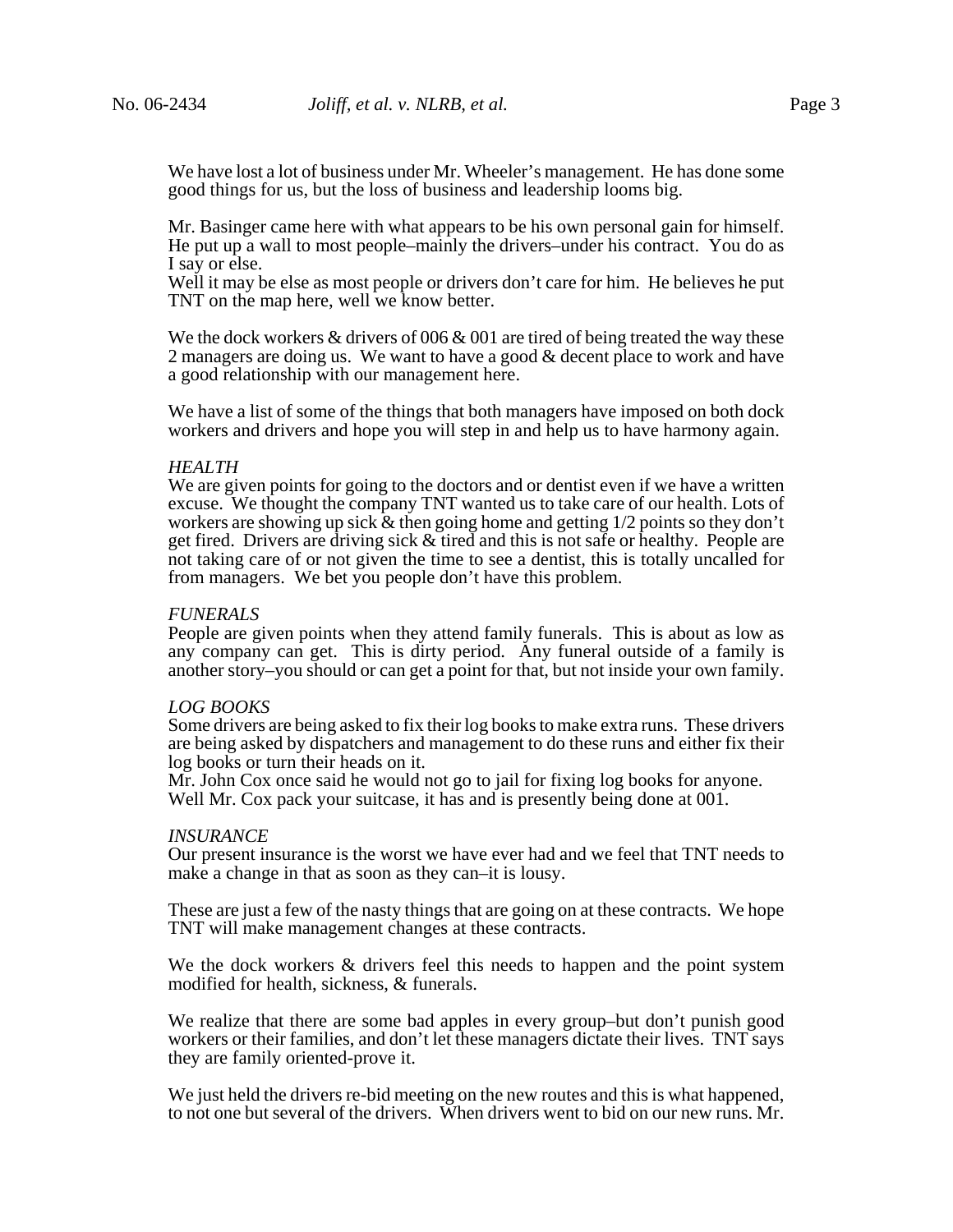We have lost a lot of business under Mr. Wheeler's management. He has done some good things for us, but the loss of business and leadership looms big.

Mr. Basinger came here with what appears to be his own personal gain for himself. He put up a wall to most people–mainly the drivers–under his contract. You do as I say or else.
Well it may be else as most people or drivers don't care for him. He believes he put TNT on the map here, well we know better.

We the dock workers & drivers of 006 & 001 are tired of being treated the way these 2 managers are doing us. We want to have a good & decent place to work and have a good relationship with our management here.

We have a list of some of the things that both managers have imposed on both dock workers and drivers and hope you will step in and help us to have harmony again.

*HEALTH*
We are given points for going to the doctors and or dentist even if we have a written excuse. We thought the company TNT wanted us to take care of our health. Lots of workers are showing up sick & then going home and getting 1/2 points so they don't get fired. Drivers are driving sick & tired and this is not safe or healthy. People are not taking care of or not given the time to see a dentist, this is totally uncalled for from managers. We bet you people don't have this problem.

*FUNERALS*
People are given points when they attend family funerals. This is about as low as any company can get. This is dirty period. Any funeral outside of a family is another story–you should or can get a point for that, but not inside your own family.

*LOG BOOKS*
Some drivers are being asked to fix their log books to make extra runs. These drivers are being asked by dispatchers and management to do these runs and either fix their log books or turn their heads on it.
Mr. John Cox once said he would not go to jail for fixing log books for anyone. Well Mr. Cox pack your suitcase, it has and is presently being done at 001.

*INSURANCE*
Our present insurance is the worst we have ever had and we feel that TNT needs to make a change in that as soon as they can–it is lousy.

These are just a few of the nasty things that are going on at these contracts. We hope TNT will make management changes at these contracts.

We the dock workers & drivers feel this needs to happen and the point system modified for health, sickness, & funerals.

We realize that there are some bad apples in every group–but don't punish good workers or their families, and don't let these managers dictate their lives. TNT says they are family oriented-prove it.

We just held the drivers re-bid meeting on the new routes and this is what happened, to not one but several of the drivers. When drivers went to bid on our new runs. Mr.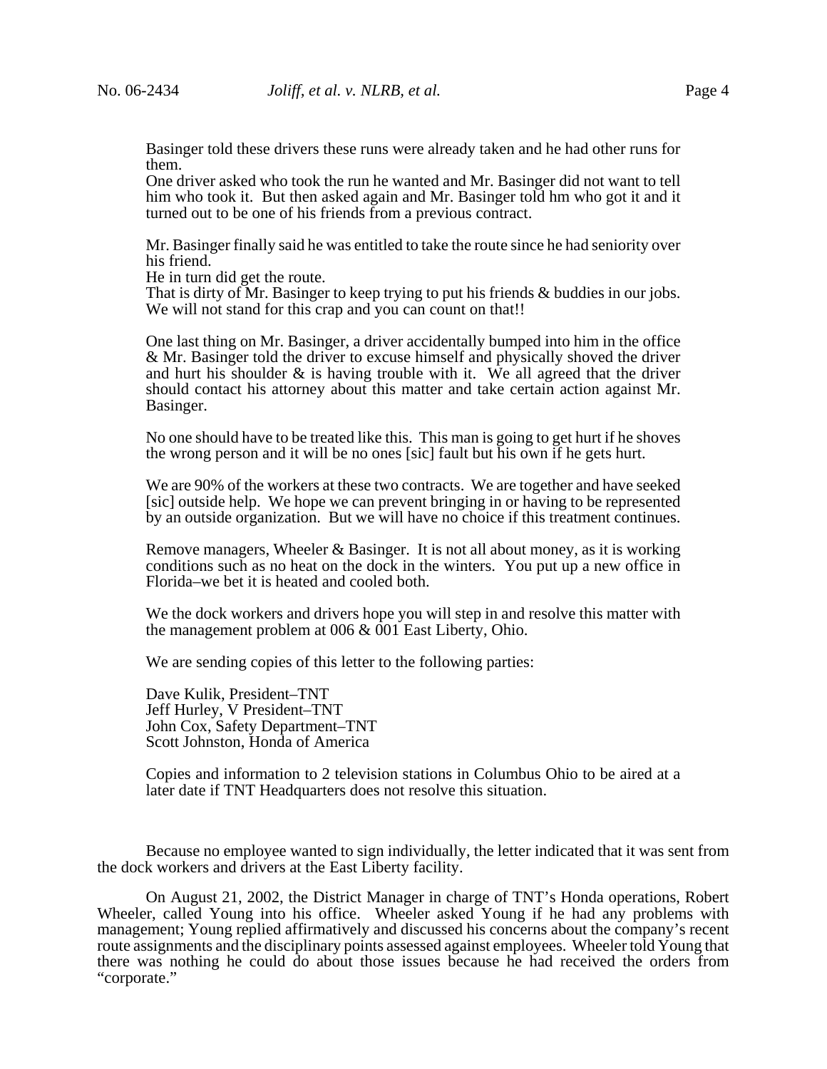> Basinger told these drivers these runs were already taken and he had other runs for them.
> One driver asked who took the run he wanted and Mr. Basinger did not want to tell him who took it. But then asked again and Mr. Basinger told hm who got it and it turned out to be one of his friends from a previous contract.
>
> Mr. Basinger finally said he was entitled to take the route since he had seniority over his friend.
> He in turn did get the route.
> That is dirty of Mr. Basinger to keep trying to put his friends & buddies in our jobs. We will not stand for this crap and you can count on that!!
>
> One last thing on Mr. Basinger, a driver accidentally bumped into him in the office & Mr. Basinger told the driver to excuse himself and physically shoved the driver and hurt his shoulder & is having trouble with it. We all agreed that the driver should contact his attorney about this matter and take certain action against Mr. Basinger.
>
> No one should have to be treated like this. This man is going to get hurt if he shoves the wrong person and it will be no ones [sic] fault but his own if he gets hurt.
>
> We are 90% of the workers at these two contracts. We are together and have seeked [sic] outside help. We hope we can prevent bringing in or having to be represented by an outside organization. But we will have no choice if this treatment continues.
>
> Remove managers, Wheeler & Basinger. It is not all about money, as it is working conditions such as no heat on the dock in the winters. You put up a new office in Florida–we bet it is heated and cooled both.
>
> We the dock workers and drivers hope you will step in and resolve this matter with the management problem at 006 & 001 East Liberty, Ohio.
>
> We are sending copies of this letter to the following parties:
>
> Dave Kulik, President–TNT
> Jeff Hurley, V President–TNT
> John Cox, Safety Department–TNT
> Scott Johnston, Honda of America
>
> Copies and information to 2 television stations in Columbus Ohio to be aired at a later date if TNT Headquarters does not resolve this situation.

Because no employee wanted to sign individually, the letter indicated that it was sent from the dock workers and drivers at the East Liberty facility.

On August 21, 2002, the District Manager in charge of TNT's Honda operations, Robert Wheeler, called Young into his office. Wheeler asked Young if he had any problems with management; Young replied affirmatively and discussed his concerns about the company's recent route assignments and the disciplinary points assessed against employees. Wheeler told Young that there was nothing he could do about those issues because he had received the orders from "corporate."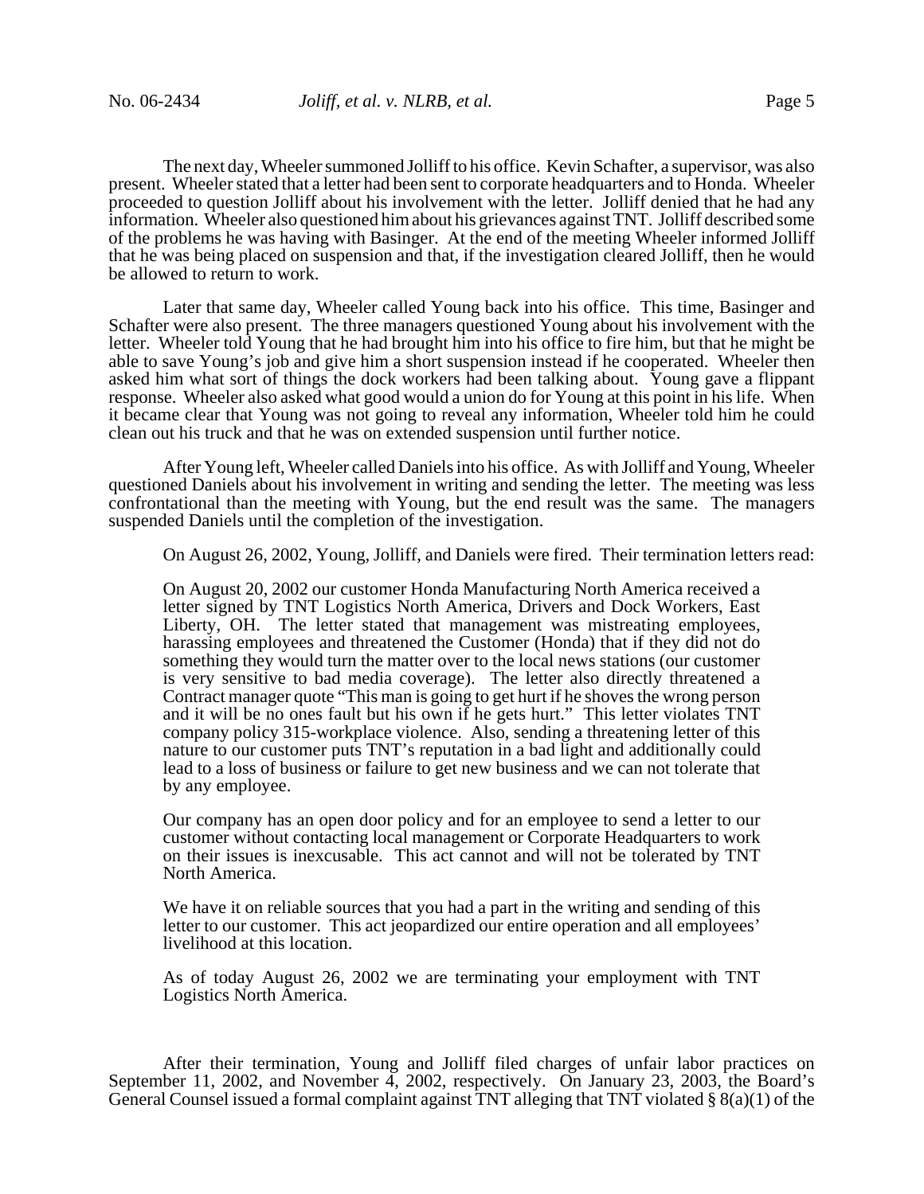The next day, Wheeler summoned Jolliff to his office. Kevin Schafter, a supervisor, was also present. Wheeler stated that a letter had been sent to corporate headquarters and to Honda. Wheeler proceeded to question Jolliff about his involvement with the letter. Jolliff denied that he had any information. Wheeler also questioned him about his grievances against TNT. Jolliff described some of the problems he was having with Basinger. At the end of the meeting Wheeler informed Jolliff that he was being placed on suspension and that, if the investigation cleared Jolliff, then he would be allowed to return to work.

Later that same day, Wheeler called Young back into his office. This time, Basinger and Schafter were also present. The three managers questioned Young about his involvement with the letter. Wheeler told Young that he had brought him into his office to fire him, but that he might be able to save Young's job and give him a short suspension instead if he cooperated. Wheeler then asked him what sort of things the dock workers had been talking about. Young gave a flippant response. Wheeler also asked what good would a union do for Young at this point in his life. When it became clear that Young was not going to reveal any information, Wheeler told him he could clean out his truck and that he was on extended suspension until further notice.

After Young left, Wheeler called Daniels into his office. As with Jolliff and Young, Wheeler questioned Daniels about his involvement in writing and sending the letter. The meeting was less confrontational than the meeting with Young, but the end result was the same. The managers suspended Daniels until the completion of the investigation.

On August 26, 2002, Young, Jolliff, and Daniels were fired. Their termination letters read:

> On August 20, 2002 our customer Honda Manufacturing North America received a letter signed by TNT Logistics North America, Drivers and Dock Workers, East Liberty, OH. The letter stated that management was mistreating employees, harassing employees and threatened the Customer (Honda) that if they did not do something they would turn the matter over to the local news stations (our customer is very sensitive to bad media coverage). The letter also directly threatened a Contract manager quote "This man is going to get hurt if he shoves the wrong person and it will be no ones fault but his own if he gets hurt." This letter violates TNT company policy 315-workplace violence. Also, sending a threatening letter of this nature to our customer puts TNT's reputation in a bad light and additionally could lead to a loss of business or failure to get new business and we can not tolerate that by any employee.
>
> Our company has an open door policy and for an employee to send a letter to our customer without contacting local management or Corporate Headquarters to work on their issues is inexcusable. This act cannot and will not be tolerated by TNT North America.
>
> We have it on reliable sources that you had a part in the writing and sending of this letter to our customer. This act jeopardized our entire operation and all employees' livelihood at this location.
>
> As of today August 26, 2002 we are terminating your employment with TNT Logistics North America.

After their termination, Young and Jolliff filed charges of unfair labor practices on September 11, 2002, and November 4, 2002, respectively. On January 23, 2003, the Board's General Counsel issued a formal complaint against TNT alleging that TNT violated § 8(a)(1) of the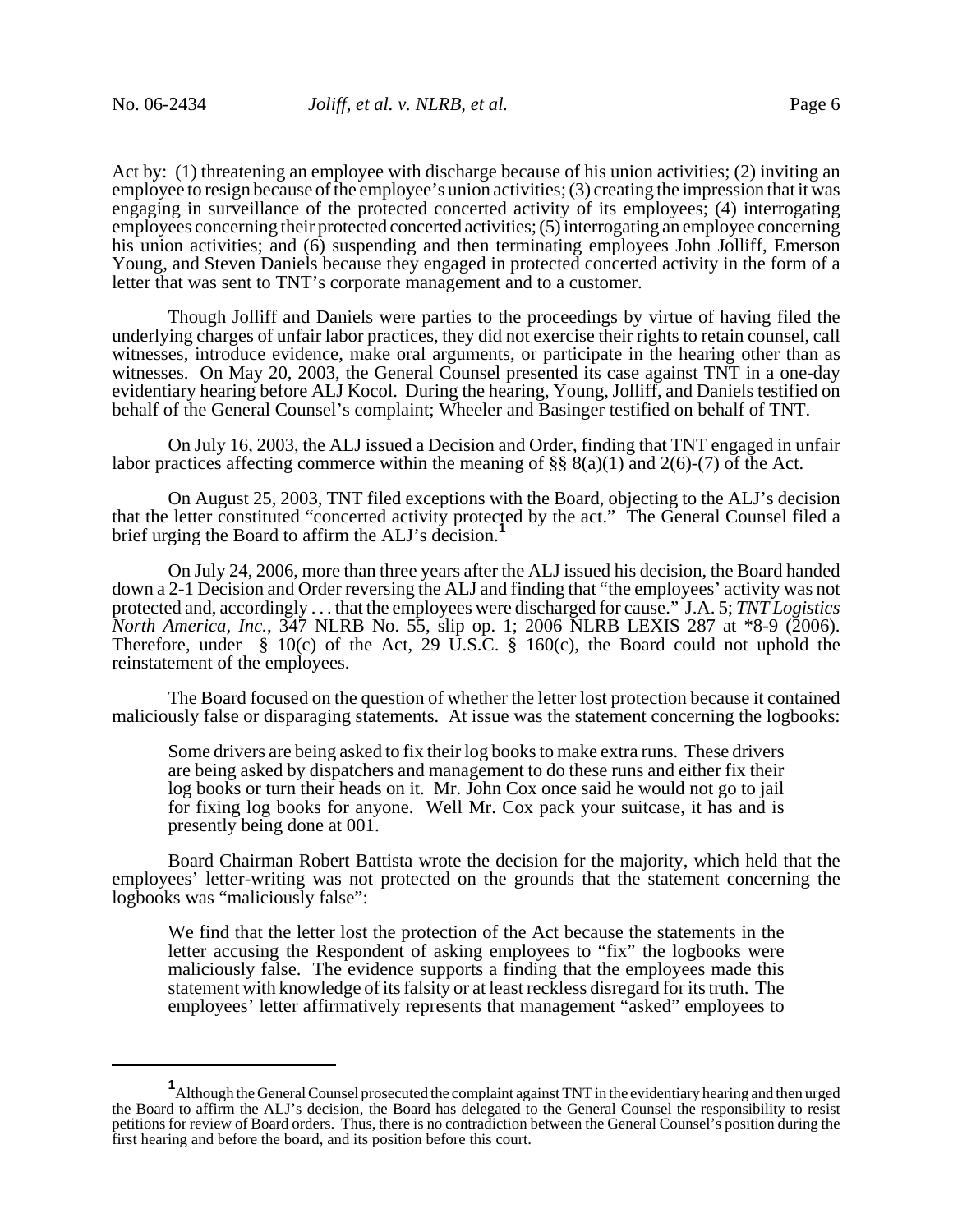Act by: (1) threatening an employee with discharge because of his union activities; (2) inviting an employee to resign because of the employee's union activities; (3) creating the impression that it was engaging in surveillance of the protected concerted activity of its employees; (4) interrogating employees concerning their protected concerted activities; (5) interrogating an employee concerning his union activities; and (6) suspending and then terminating employees John Jolliff, Emerson Young, and Steven Daniels because they engaged in protected concerted activity in the form of a letter that was sent to TNT's corporate management and to a customer.

Though Jolliff and Daniels were parties to the proceedings by virtue of having filed the underlying charges of unfair labor practices, they did not exercise their rights to retain counsel, call witnesses, introduce evidence, make oral arguments, or participate in the hearing other than as witnesses. On May 20, 2003, the General Counsel presented its case against TNT in a one-day evidentiary hearing before ALJ Kocol. During the hearing, Young, Jolliff, and Daniels testified on behalf of the General Counsel's complaint; Wheeler and Basinger testified on behalf of TNT.

On July 16, 2003, the ALJ issued a Decision and Order, finding that TNT engaged in unfair labor practices affecting commerce within the meaning of §§ 8(a)(1) and 2(6)-(7) of the Act.

On August 25, 2003, TNT filed exceptions with the Board, objecting to the ALJ's decision that the letter constituted "concerted activity protected by the act." The General Counsel filed a brief urging the Board to affirm the ALJ's decision.[1]

On July 24, 2006, more than three years after the ALJ issued his decision, the Board handed down a 2-1 Decision and Order reversing the ALJ and finding that "the employees' activity was not protected and, accordingly . . . that the employees were discharged for cause." J.A. 5; *TNT Logistics North America, Inc.*, 347 NLRB No. 55, slip op. 1; 2006 NLRB LEXIS 287 at *8-9 (2006). Therefore, under § 10(c) of the Act, 29 U.S.C. § 160(c), the Board could not uphold the reinstatement of the employees.

The Board focused on the question of whether the letter lost protection because it contained maliciously false or disparaging statements. At issue was the statement concerning the logbooks:

> Some drivers are being asked to fix their log books to make extra runs. These drivers are being asked by dispatchers and management to do these runs and either fix their log books or turn their heads on it. Mr. John Cox once said he would not go to jail for fixing log books for anyone. Well Mr. Cox pack your suitcase, it has and is presently being done at 001.

Board Chairman Robert Battista wrote the decision for the majority, which held that the employees' letter-writing was not protected on the grounds that the statement concerning the logbooks was "maliciously false":

> We find that the letter lost the protection of the Act because the statements in the letter accusing the Respondent of asking employees to "fix" the logbooks were maliciously false. The evidence supports a finding that the employees made this statement with knowledge of its falsity or at least reckless disregard for its truth. The employees' letter affirmatively represents that management "asked" employees to

---

[1] Although the General Counsel prosecuted the complaint against TNT in the evidentiary hearing and then urged the Board to affirm the ALJ's decision, the Board has delegated to the General Counsel the responsibility to resist petitions for review of Board orders. Thus, there is no contradiction between the General Counsel's position during the first hearing and before the board, and its position before this court.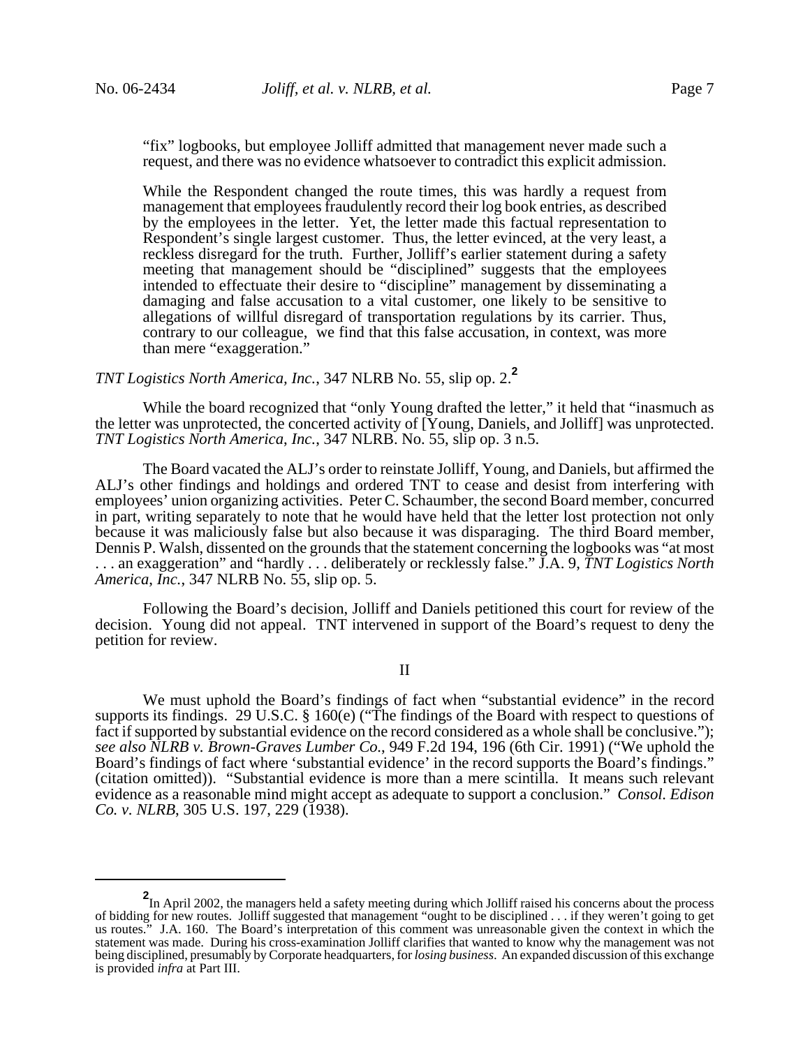> "fix" logbooks, but employee Jolliff admitted that management never made such a request, and there was no evidence whatsoever to contradict this explicit admission.
>
> While the Respondent changed the route times, this was hardly a request from management that employees fraudulently record their log book entries, as described by the employees in the letter. Yet, the letter made this factual representation to Respondent's single largest customer. Thus, the letter evinced, at the very least, a reckless disregard for the truth. Further, Jolliff's earlier statement during a safety meeting that management should be "disciplined" suggests that the employees intended to effectuate their desire to "discipline" management by disseminating a damaging and false accusation to a vital customer, one likely to be sensitive to allegations of willful disregard of transportation regulations by its carrier. Thus, contrary to our colleague, we find that this false accusation, in context, was more than mere "exaggeration."

*TNT Logistics North America, Inc.*, 347 NLRB No. 55, slip op. 2.[2]

While the board recognized that "only Young drafted the letter," it held that "inasmuch as the letter was unprotected, the concerted activity of [Young, Daniels, and Jolliff] was unprotected. *TNT Logistics North America, Inc.*, 347 NLRB. No. 55, slip op. 3 n.5.

The Board vacated the ALJ's order to reinstate Jolliff, Young, and Daniels, but affirmed the ALJ's other findings and holdings and ordered TNT to cease and desist from interfering with employees' union organizing activities. Peter C. Schaumber, the second Board member, concurred in part, writing separately to note that he would have held that the letter lost protection not only because it was maliciously false but also because it was disparaging. The third Board member, Dennis P. Walsh, dissented on the grounds that the statement concerning the logbooks was "at most . . . an exaggeration" and "hardly . . . deliberately or recklessly false." J.A. 9, *TNT Logistics North America, Inc.*, 347 NLRB No. 55, slip op. 5.

Following the Board's decision, Jolliff and Daniels petitioned this court for review of the decision. Young did not appeal. TNT intervened in support of the Board's request to deny the petition for review.

## II

We must uphold the Board's findings of fact when "substantial evidence" in the record supports its findings. 29 U.S.C. § 160(e) ("The findings of the Board with respect to questions of fact if supported by substantial evidence on the record considered as a whole shall be conclusive."); *see also NLRB v. Brown-Graves Lumber Co.*, 949 F.2d 194, 196 (6th Cir. 1991) ("We uphold the Board's findings of fact where 'substantial evidence' in the record supports the Board's findings." (citation omitted)). "Substantial evidence is more than a mere scintilla. It means such relevant evidence as a reasonable mind might accept as adequate to support a conclusion." *Consol. Edison Co. v. NLRB*, 305 U.S. 197, 229 (1938).

---

[2] In April 2002, the managers held a safety meeting during which Jolliff raised his concerns about the process of bidding for new routes. Jolliff suggested that management "ought to be disciplined . . . if they weren't going to get us routes." J.A. 160. The Board's interpretation of this comment was unreasonable given the context in which the statement was made. During his cross-examination Jolliff clarifies that wanted to know why the management was not being disciplined, presumably by Corporate headquarters, for *losing business*. An expanded discussion of this exchange is provided *infra* at Part III.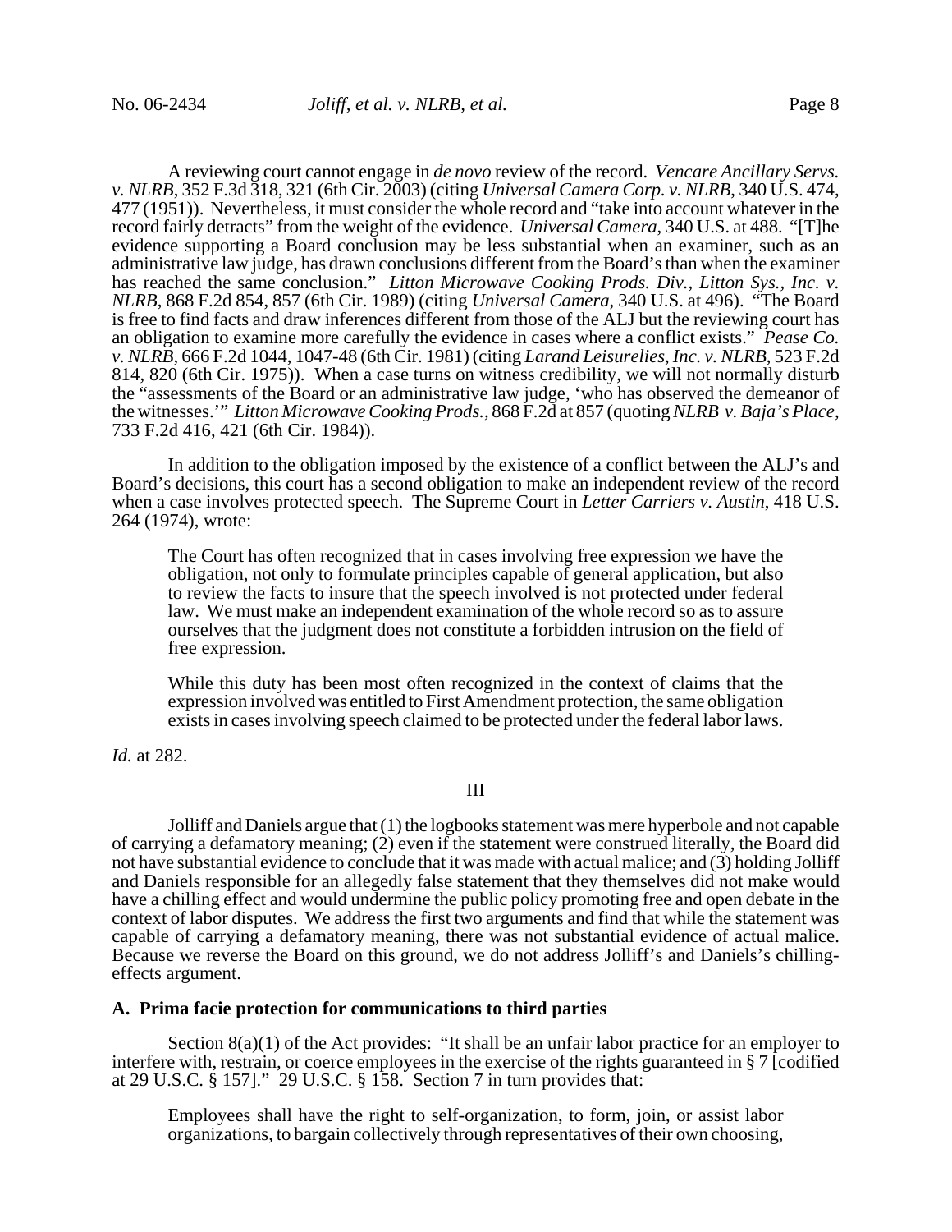A reviewing court cannot engage in *de novo* review of the record. *Vencare Ancillary Servs. v. NLRB*, 352 F.3d 318, 321 (6th Cir. 2003) (citing *Universal Camera Corp. v. NLRB*, 340 U.S. 474, 477 (1951)). Nevertheless, it must consider the whole record and "take into account whatever in the record fairly detracts" from the weight of the evidence. *Universal Camera*, 340 U.S. at 488. "[T]he evidence supporting a Board conclusion may be less substantial when an examiner, such as an administrative law judge, has drawn conclusions different from the Board's than when the examiner has reached the same conclusion." *Litton Microwave Cooking Prods. Div., Litton Sys., Inc. v. NLRB*, 868 F.2d 854, 857 (6th Cir. 1989) (citing *Universal Camera*, 340 U.S. at 496). "The Board is free to find facts and draw inferences different from those of the ALJ but the reviewing court has an obligation to examine more carefully the evidence in cases where a conflict exists." *Pease Co. v. NLRB*, 666 F.2d 1044, 1047-48 (6th Cir. 1981) (citing *Larand Leisurelies, Inc. v. NLRB*, 523 F.2d 814, 820 (6th Cir. 1975)). When a case turns on witness credibility, we will not normally disturb the "assessments of the Board or an administrative law judge, 'who has observed the demeanor of the witnesses.'" *Litton Microwave Cooking Prods.*, 868 F.2d at 857 (quoting *NLRB v. Baja's Place*, 733 F.2d 416, 421 (6th Cir. 1984)).

In addition to the obligation imposed by the existence of a conflict between the ALJ's and Board's decisions, this court has a second obligation to make an independent review of the record when a case involves protected speech. The Supreme Court in *Letter Carriers v. Austin*, 418 U.S. 264 (1974), wrote:

> The Court has often recognized that in cases involving free expression we have the obligation, not only to formulate principles capable of general application, but also to review the facts to insure that the speech involved is not protected under federal law. We must make an independent examination of the whole record so as to assure ourselves that the judgment does not constitute a forbidden intrusion on the field of free expression.
>
> While this duty has been most often recognized in the context of claims that the expression involved was entitled to First Amendment protection, the same obligation exists in cases involving speech claimed to be protected under the federal labor laws.

*Id.* at 282.

## III

Jolliff and Daniels argue that (1) the logbooks statement was mere hyperbole and not capable of carrying a defamatory meaning; (2) even if the statement were construed literally, the Board did not have substantial evidence to conclude that it was made with actual malice; and (3) holding Jolliff and Daniels responsible for an allegedly false statement that they themselves did not make would have a chilling effect and would undermine the public policy promoting free and open debate in the context of labor disputes. We address the first two arguments and find that while the statement was capable of carrying a defamatory meaning, there was not substantial evidence of actual malice. Because we reverse the Board on this ground, we do not address Jolliff's and Daniels's chilling-effects argument.

### A. Prima facie protection for communications to third parties

Section 8(a)(1) of the Act provides: "It shall be an unfair labor practice for an employer to interfere with, restrain, or coerce employees in the exercise of the rights guaranteed in § 7 [codified at 29 U.S.C. § 157]." 29 U.S.C. § 158. Section 7 in turn provides that:

> Employees shall have the right to self-organization, to form, join, or assist labor organizations, to bargain collectively through representatives of their own choosing,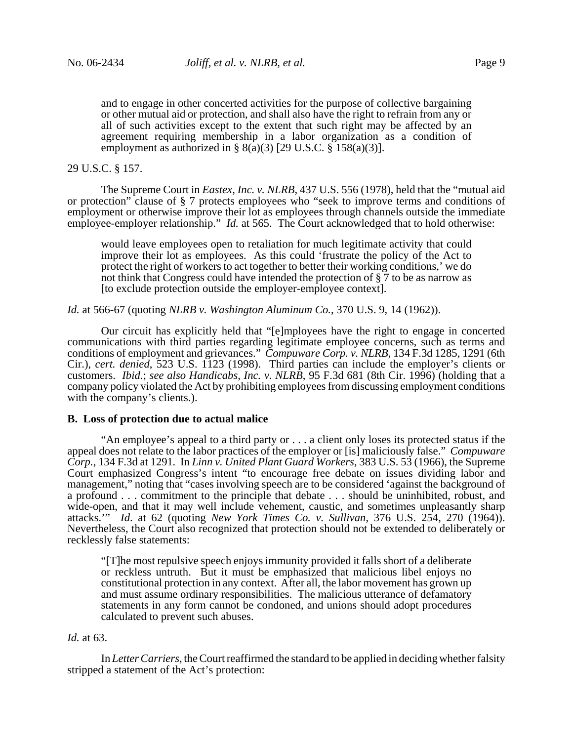> and to engage in other concerted activities for the purpose of collective bargaining or other mutual aid or protection, and shall also have the right to refrain from any or all of such activities except to the extent that such right may be affected by an agreement requiring membership in a labor organization as a condition of employment as authorized in § 8(a)(3) [29 U.S.C. § 158(a)(3)].

29 U.S.C. § 157.

The Supreme Court in *Eastex, Inc. v. NLRB*, 437 U.S. 556 (1978), held that the "mutual aid or protection" clause of § 7 protects employees who "seek to improve terms and conditions of employment or otherwise improve their lot as employees through channels outside the immediate employee-employer relationship." *Id.* at 565. The Court acknowledged that to hold otherwise:

> would leave employees open to retaliation for much legitimate activity that could improve their lot as employees. As this could 'frustrate the policy of the Act to protect the right of workers to act together to better their working conditions,' we do not think that Congress could have intended the protection of § 7 to be as narrow as [to exclude protection outside the employer-employee context].

*Id.* at 566-67 (quoting *NLRB v. Washington Aluminum Co.*, 370 U.S. 9, 14 (1962)).

Our circuit has explicitly held that "[e]mployees have the right to engage in concerted communications with third parties regarding legitimate employee concerns, such as terms and conditions of employment and grievances." *Compuware Corp. v. NLRB*, 134 F.3d 1285, 1291 (6th Cir.), *cert. denied*, 523 U.S. 1123 (1998). Third parties can include the employer's clients or customers. *Ibid.*; *see also Handicabs, Inc. v. NLRB*, 95 F.3d 681 (8th Cir. 1996) (holding that a company policy violated the Act by prohibiting employees from discussing employment conditions with the company's clients.).

### B. Loss of protection due to actual malice

"An employee's appeal to a third party or . . . a client only loses its protected status if the appeal does not relate to the labor practices of the employer or [is] maliciously false." *Compuware Corp.*, 134 F.3d at 1291. In *Linn v. United Plant Guard Workers*, 383 U.S. 53 (1966), the Supreme Court emphasized Congress's intent "to encourage free debate on issues dividing labor and management," noting that "cases involving speech are to be considered 'against the background of a profound . . . commitment to the principle that debate . . . should be uninhibited, robust, and wide-open, and that it may well include vehement, caustic, and sometimes unpleasantly sharp attacks.'" *Id.* at 62 (quoting *New York Times Co. v. Sullivan*, 376 U.S. 254, 270 (1964)). Nevertheless, the Court also recognized that protection should not be extended to deliberately or recklessly false statements:

> "[T]he most repulsive speech enjoys immunity provided it falls short of a deliberate or reckless untruth. But it must be emphasized that malicious libel enjoys no constitutional protection in any context. After all, the labor movement has grown up and must assume ordinary responsibilities. The malicious utterance of defamatory statements in any form cannot be condoned, and unions should adopt procedures calculated to prevent such abuses.

*Id.* at 63.

In *Letter Carriers*, the Court reaffirmed the standard to be applied in deciding whether falsity stripped a statement of the Act's protection: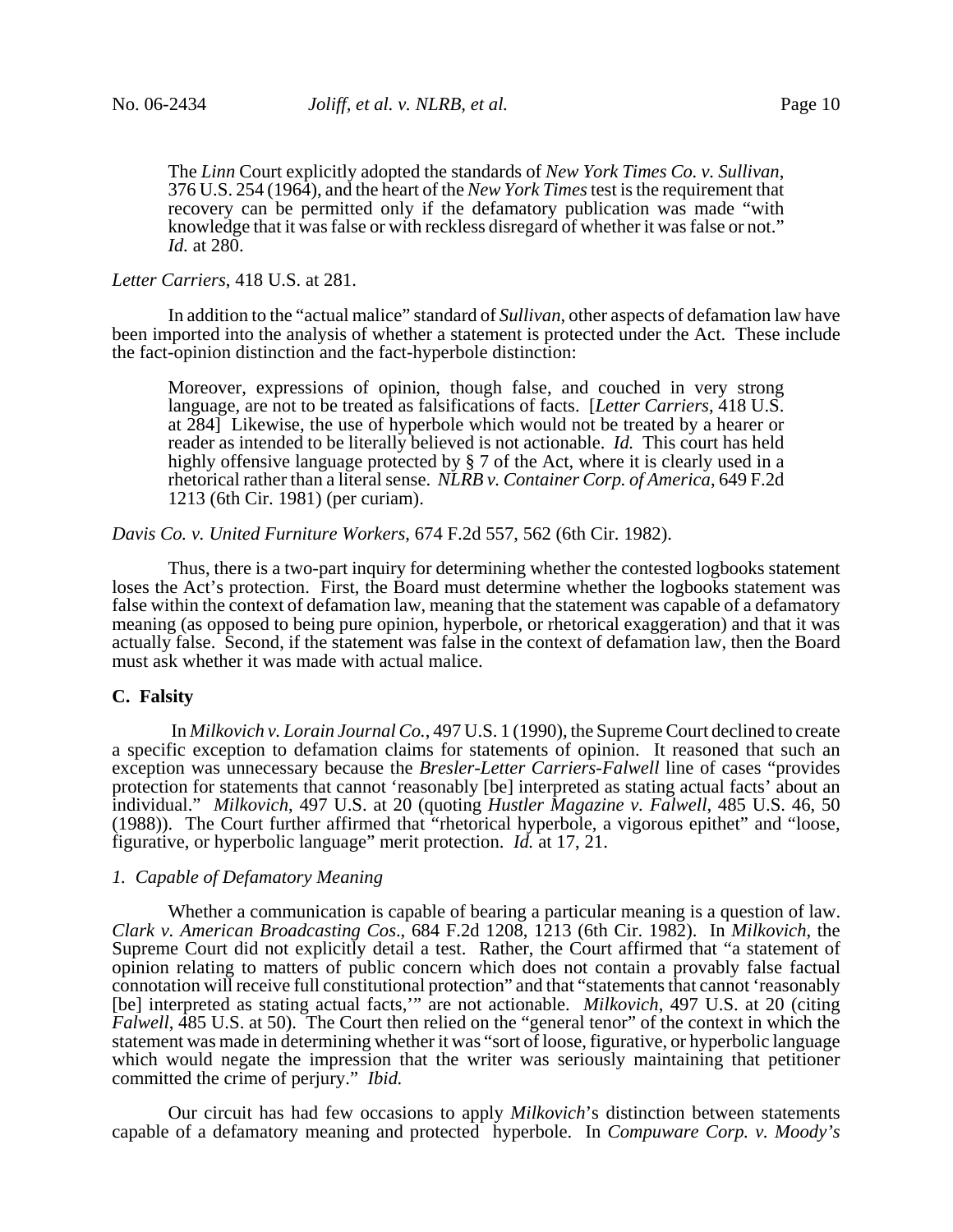> The *Linn* Court explicitly adopted the standards of *New York Times Co. v. Sullivan*, 376 U.S. 254 (1964), and the heart of the *New York Times* test is the requirement that recovery can be permitted only if the defamatory publication was made "with knowledge that it was false or with reckless disregard of whether it was false or not." *Id.* at 280.

*Letter Carriers*, 418 U.S. at 281.

In addition to the "actual malice" standard of *Sullivan*, other aspects of defamation law have been imported into the analysis of whether a statement is protected under the Act. These include the fact-opinion distinction and the fact-hyperbole distinction:

> Moreover, expressions of opinion, though false, and couched in very strong language, are not to be treated as falsifications of facts. [*Letter Carriers*, 418 U.S. at 284] Likewise, the use of hyperbole which would not be treated by a hearer or reader as intended to be literally believed is not actionable. *Id.* This court has held highly offensive language protected by § 7 of the Act, where it is clearly used in a rhetorical rather than a literal sense. *NLRB v. Container Corp. of America*, 649 F.2d 1213 (6th Cir. 1981) (per curiam).

*Davis Co. v. United Furniture Workers*, 674 F.2d 557, 562 (6th Cir. 1982).

Thus, there is a two-part inquiry for determining whether the contested logbooks statement loses the Act's protection. First, the Board must determine whether the logbooks statement was false within the context of defamation law, meaning that the statement was capable of a defamatory meaning (as opposed to being pure opinion, hyperbole, or rhetorical exaggeration) and that it was actually false. Second, if the statement was false in the context of defamation law, then the Board must ask whether it was made with actual malice.

**C. Falsity**

In *Milkovich v. Lorain Journal Co.*, 497 U.S. 1 (1990), the Supreme Court declined to create a specific exception to defamation claims for statements of opinion. It reasoned that such an exception was unnecessary because the *Bresler-Letter Carriers-Falwell* line of cases "provides protection for statements that cannot 'reasonably [be] interpreted as stating actual facts' about an individual." *Milkovich*, 497 U.S. at 20 (quoting *Hustler Magazine v. Falwell*, 485 U.S. 46, 50 (1988)). The Court further affirmed that "rhetorical hyperbole, a vigorous epithet" and "loose, figurative, or hyperbolic language" merit protection. *Id.* at 17, 21.

*1. Capable of Defamatory Meaning*

Whether a communication is capable of bearing a particular meaning is a question of law. *Clark v. American Broadcasting Cos.*, 684 F.2d 1208, 1213 (6th Cir. 1982). In *Milkovich*, the Supreme Court did not explicitly detail a test. Rather, the Court affirmed that "a statement of opinion relating to matters of public concern which does not contain a provably false factual connotation will receive full constitutional protection" and that "statements that cannot 'reasonably [be] interpreted as stating actual facts,'" are not actionable. *Milkovich*, 497 U.S. at 20 (citing *Falwell*, 485 U.S. at 50). The Court then relied on the "general tenor" of the context in which the statement was made in determining whether it was "sort of loose, figurative, or hyperbolic language which would negate the impression that the writer was seriously maintaining that petitioner committed the crime of perjury." *Ibid.*

Our circuit has had few occasions to apply *Milkovich*'s distinction between statements capable of a defamatory meaning and protected hyperbole. In *Compuware Corp. v. Moody's*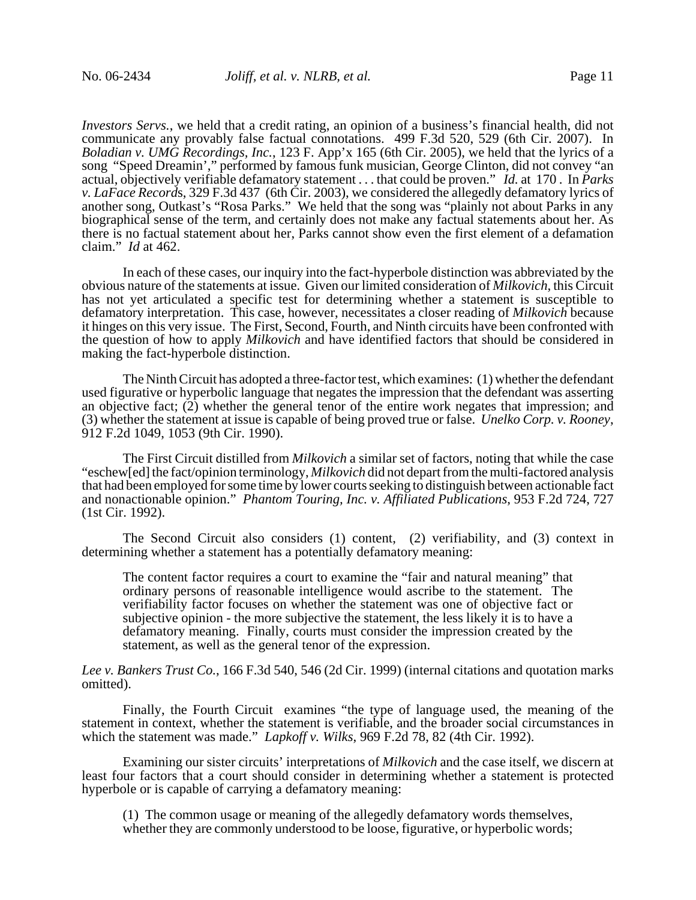*Investors Servs.*, we held that a credit rating, an opinion of a business's financial health, did not communicate any provably false factual connotations. 499 F.3d 520, 529 (6th Cir. 2007). In *Boladian v. UMG Recordings, Inc.*, 123 F. App'x 165 (6th Cir. 2005), we held that the lyrics of a song "Speed Dreamin'," performed by famous funk musician, George Clinton, did not convey "an actual, objectively verifiable defamatory statement . . . that could be proven." *Id.* at 170 . In *Parks v. LaFace Records*, 329 F.3d 437 (6th Cir. 2003), we considered the allegedly defamatory lyrics of another song, Outkast's "Rosa Parks." We held that the song was "plainly not about Parks in any biographical sense of the term, and certainly does not make any factual statements about her. As there is no factual statement about her, Parks cannot show even the first element of a defamation claim." *Id* at 462.

In each of these cases, our inquiry into the fact-hyperbole distinction was abbreviated by the obvious nature of the statements at issue. Given our limited consideration of *Milkovich*, this Circuit has not yet articulated a specific test for determining whether a statement is susceptible to defamatory interpretation. This case, however, necessitates a closer reading of *Milkovich* because it hinges on this very issue. The First, Second, Fourth, and Ninth circuits have been confronted with the question of how to apply *Milkovich* and have identified factors that should be considered in making the fact-hyperbole distinction.

The Ninth Circuit has adopted a three-factor test, which examines: (1) whether the defendant used figurative or hyperbolic language that negates the impression that the defendant was asserting an objective fact; (2) whether the general tenor of the entire work negates that impression; and (3) whether the statement at issue is capable of being proved true or false. *Unelko Corp. v. Rooney*, 912 F.2d 1049, 1053 (9th Cir. 1990).

The First Circuit distilled from *Milkovich* a similar set of factors, noting that while the case "eschew[ed] the fact/opinion terminology, *Milkovich* did not depart from the multi-factored analysis that had been employed for some time by lower courts seeking to distinguish between actionable fact and nonactionable opinion." *Phantom Touring, Inc. v. Affiliated Publications*, 953 F.2d 724, 727 (1st Cir. 1992).

The Second Circuit also considers (1) content, (2) verifiability, and (3) context in determining whether a statement has a potentially defamatory meaning:

> The content factor requires a court to examine the "fair and natural meaning" that ordinary persons of reasonable intelligence would ascribe to the statement. The verifiability factor focuses on whether the statement was one of objective fact or subjective opinion - the more subjective the statement, the less likely it is to have a defamatory meaning. Finally, courts must consider the impression created by the statement, as well as the general tenor of the expression.

*Lee v. Bankers Trust Co.*, 166 F.3d 540, 546 (2d Cir. 1999) (internal citations and quotation marks omitted).

Finally, the Fourth Circuit examines "the type of language used, the meaning of the statement in context, whether the statement is verifiable, and the broader social circumstances in which the statement was made." *Lapkoff v. Wilks*, 969 F.2d 78, 82 (4th Cir. 1992).

Examining our sister circuits' interpretations of *Milkovich* and the case itself, we discern at least four factors that a court should consider in determining whether a statement is protected hyperbole or is capable of carrying a defamatory meaning:

> (1) The common usage or meaning of the allegedly defamatory words themselves, whether they are commonly understood to be loose, figurative, or hyperbolic words;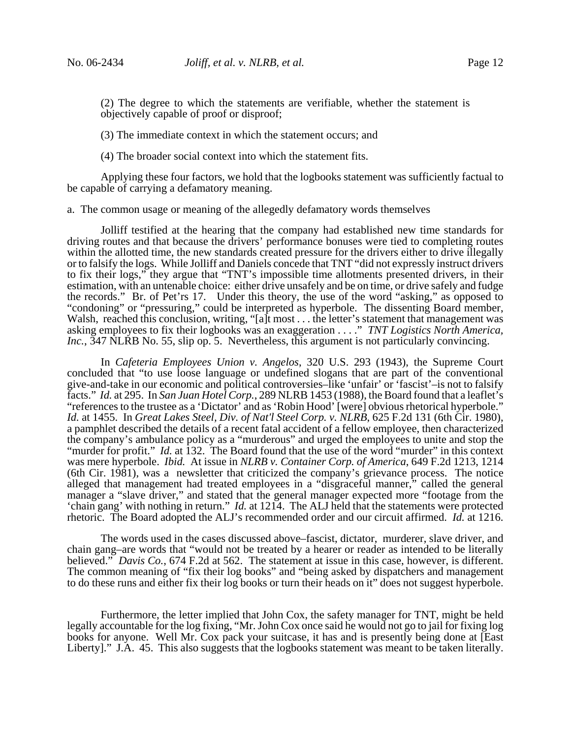(2) The degree to which the statements are verifiable, whether the statement is objectively capable of proof or disproof;

(3) The immediate context in which the statement occurs; and

(4) The broader social context into which the statement fits.

Applying these four factors, we hold that the logbooks statement was sufficiently factual to be capable of carrying a defamatory meaning.

a. The common usage or meaning of the allegedly defamatory words themselves

Jolliff testified at the hearing that the company had established new time standards for driving routes and that because the drivers' performance bonuses were tied to completing routes within the allotted time, the new standards created pressure for the drivers either to drive illegally or to falsify the logs. While Jolliff and Daniels concede that TNT "did not expressly instruct drivers to fix their logs," they argue that "TNT's impossible time allotments presented drivers, in their estimation, with an untenable choice: either drive unsafely and be on time, or drive safely and fudge the records." Br. of Pet'rs 17. Under this theory, the use of the word "asking," as opposed to "condoning" or "pressuring," could be interpreted as hyperbole. The dissenting Board member, Walsh, reached this conclusion, writing, "[a]t most . . . the letter's statement that management was asking employees to fix their logbooks was an exaggeration . . . ." *TNT Logistics North America, Inc.*, 347 NLRB No. 55, slip op. 5. Nevertheless, this argument is not particularly convincing.

In *Cafeteria Employees Union v. Angelos*, 320 U.S. 293 (1943), the Supreme Court concluded that "to use loose language or undefined slogans that are part of the conventional give-and-take in our economic and political controversies–like 'unfair' or 'fascist'–is not to falsify facts." *Id.* at 295. In *San Juan Hotel Corp.*, 289 NLRB 1453 (1988), the Board found that a leaflet's "references to the trustee as a 'Dictator' and as 'Robin Hood' [were] obvious rhetorical hyperbole." *Id.* at 1455. In *Great Lakes Steel, Div. of Nat'l Steel Corp. v. NLRB*, 625 F.2d 131 (6th Cir. 1980), a pamphlet described the details of a recent fatal accident of a fellow employee, then characterized the company's ambulance policy as a "murderous" and urged the employees to unite and stop the "murder for profit." *Id.* at 132. The Board found that the use of the word "murder" in this context was mere hyperbole. *Ibid.* At issue in *NLRB v. Container Corp. of America*, 649 F.2d 1213, 1214 (6th Cir. 1981), was a newsletter that criticized the company's grievance process. The notice alleged that management had treated employees in a "disgraceful manner," called the general manager a "slave driver," and stated that the general manager expected more "footage from the 'chain gang' with nothing in return." *Id.* at 1214. The ALJ held that the statements were protected rhetoric. The Board adopted the ALJ's recommended order and our circuit affirmed. *Id.* at 1216.

The words used in the cases discussed above–fascist, dictator, murderer, slave driver, and chain gang–are words that "would not be treated by a hearer or reader as intended to be literally believed." *Davis Co.*, 674 F.2d at 562. The statement at issue in this case, however, is different. The common meaning of "fix their log books" and "being asked by dispatchers and management to do these runs and either fix their log books or turn their heads on it" does not suggest hyperbole.

Furthermore, the letter implied that John Cox, the safety manager for TNT, might be held legally accountable for the log fixing, "Mr. John Cox once said he would not go to jail for fixing log books for anyone. Well Mr. Cox pack your suitcase, it has and is presently being done at [East Liberty]." J.A. 45. This also suggests that the logbooks statement was meant to be taken literally.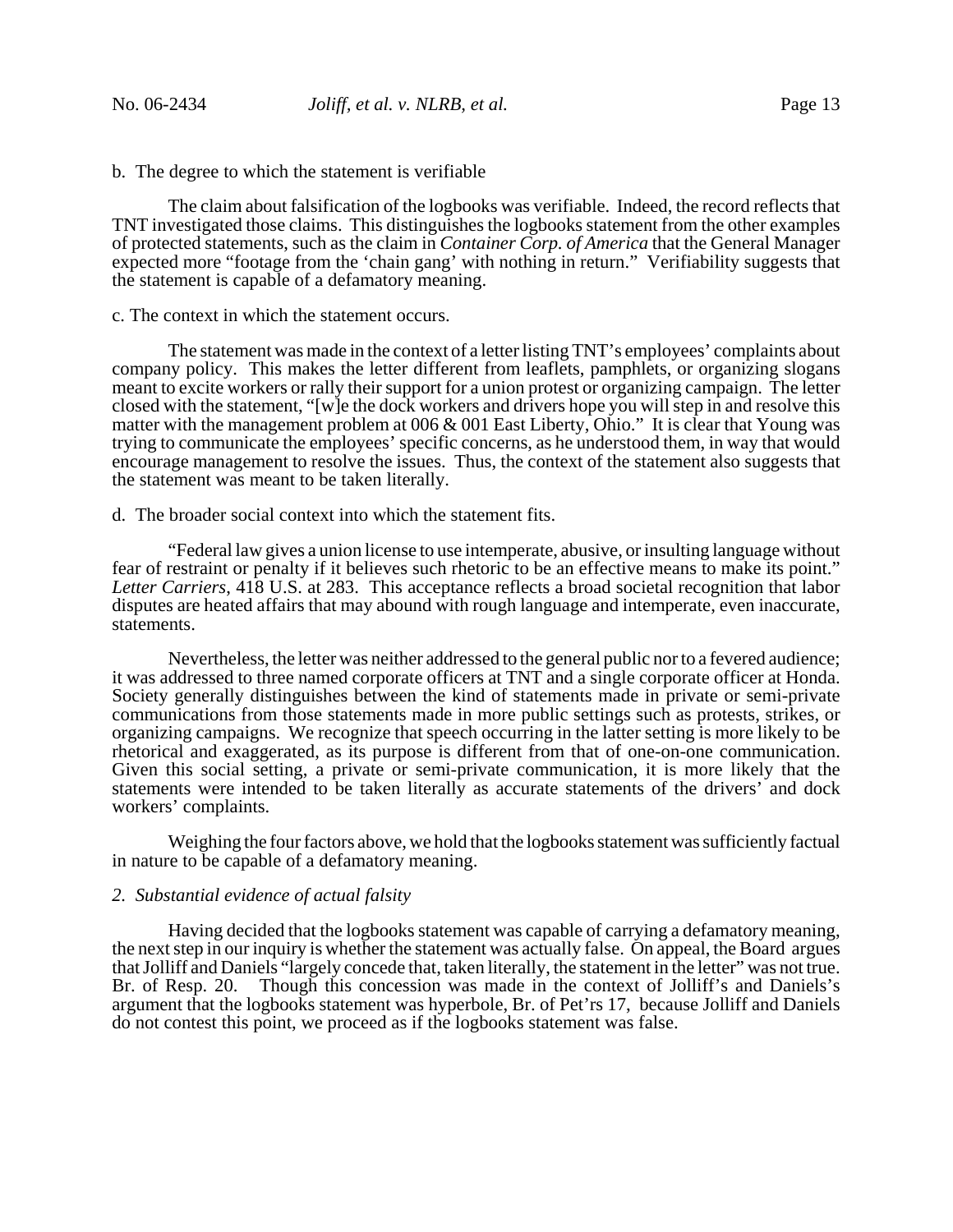b. The degree to which the statement is verifiable

The claim about falsification of the logbooks was verifiable. Indeed, the record reflects that TNT investigated those claims. This distinguishes the logbooks statement from the other examples of protected statements, such as the claim in *Container Corp. of America* that the General Manager expected more "footage from the 'chain gang' with nothing in return." Verifiability suggests that the statement is capable of a defamatory meaning.

c. The context in which the statement occurs.

The statement was made in the context of a letter listing TNT's employees' complaints about company policy. This makes the letter different from leaflets, pamphlets, or organizing slogans meant to excite workers or rally their support for a union protest or organizing campaign. The letter closed with the statement, "[w]e the dock workers and drivers hope you will step in and resolve this matter with the management problem at 006 & 001 East Liberty, Ohio." It is clear that Young was trying to communicate the employees' specific concerns, as he understood them, in way that would encourage management to resolve the issues. Thus, the context of the statement also suggests that the statement was meant to be taken literally.

d. The broader social context into which the statement fits.

"Federal law gives a union license to use intemperate, abusive, or insulting language without fear of restraint or penalty if it believes such rhetoric to be an effective means to make its point." *Letter Carriers*, 418 U.S. at 283. This acceptance reflects a broad societal recognition that labor disputes are heated affairs that may abound with rough language and intemperate, even inaccurate, statements.

Nevertheless, the letter was neither addressed to the general public nor to a fevered audience; it was addressed to three named corporate officers at TNT and a single corporate officer at Honda. Society generally distinguishes between the kind of statements made in private or semi-private communications from those statements made in more public settings such as protests, strikes, or organizing campaigns. We recognize that speech occurring in the latter setting is more likely to be rhetorical and exaggerated, as its purpose is different from that of one-on-one communication. Given this social setting, a private or semi-private communication, it is more likely that the statements were intended to be taken literally as accurate statements of the drivers' and dock workers' complaints.

Weighing the four factors above, we hold that the logbooks statement was sufficiently factual in nature to be capable of a defamatory meaning.

*2. Substantial evidence of actual falsity*

Having decided that the logbooks statement was capable of carrying a defamatory meaning, the next step in our inquiry is whether the statement was actually false. On appeal, the Board argues that Jolliff and Daniels "largely concede that, taken literally, the statement in the letter" was not true. Br. of Resp. 20. Though this concession was made in the context of Jolliff's and Daniels's argument that the logbooks statement was hyperbole, Br. of Pet'rs 17, because Jolliff and Daniels do not contest this point, we proceed as if the logbooks statement was false.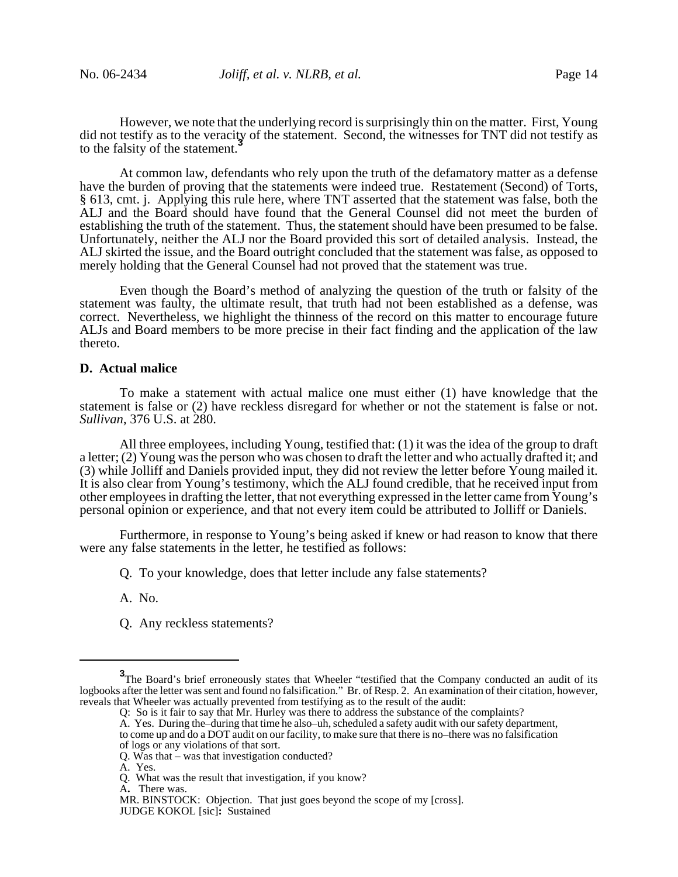However, we note that the underlying record is surprisingly thin on the matter. First, Young did not testify as to the veracity of the statement. Second, the witnesses for TNT did not testify as to the falsity of the statement.[3]

At common law, defendants who rely upon the truth of the defamatory matter as a defense have the burden of proving that the statements were indeed true. Restatement (Second) of Torts, § 613, cmt. j. Applying this rule here, where TNT asserted that the statement was false, both the ALJ and the Board should have found that the General Counsel did not meet the burden of establishing the truth of the statement. Thus, the statement should have been presumed to be false. Unfortunately, neither the ALJ nor the Board provided this sort of detailed analysis. Instead, the ALJ skirted the issue, and the Board outright concluded that the statement was false, as opposed to merely holding that the General Counsel had not proved that the statement was true.

Even though the Board's method of analyzing the question of the truth or falsity of the statement was faulty, the ultimate result, that truth had not been established as a defense, was correct. Nevertheless, we highlight the thinness of the record on this matter to encourage future ALJs and Board members to be more precise in their fact finding and the application of the law thereto.

**D. Actual malice**

To make a statement with actual malice one must either (1) have knowledge that the statement is false or (2) have reckless disregard for whether or not the statement is false or not. *Sullivan*, 376 U.S. at 280.

All three employees, including Young, testified that: (1) it was the idea of the group to draft a letter; (2) Young was the person who was chosen to draft the letter and who actually drafted it; and (3) while Jolliff and Daniels provided input, they did not review the letter before Young mailed it. It is also clear from Young's testimony, which the ALJ found credible, that he received input from other employees in drafting the letter, that not everything expressed in the letter came from Young's personal opinion or experience, and that not every item could be attributed to Jolliff or Daniels.

Furthermore, in response to Young's being asked if knew or had reason to know that there were any false statements in the letter, he testified as follows:

> Q. To your knowledge, does that letter include any false statements?
>
> A. No.
>
> Q. Any reckless statements?

---

[3] The Board's brief erroneously states that Wheeler "testified that the Company conducted an audit of its logbooks after the letter was sent and found no falsification." Br. of Resp. 2. An examination of their citation, however, reveals that Wheeler was actually prevented from testifying as to the result of the audit:

> Q: So is it fair to say that Mr. Hurley was there to address the substance of the complaints?
> A. Yes. During the–during that time he also–uh, scheduled a safety audit with our safety department, to come up and do a DOT audit on our facility, to make sure that there is no–there was no falsification of logs or any violations of that sort.
> Q. Was that – was that investigation conducted?
> A. Yes.
> Q. What was the result that investigation, if you know?
> A. There was.
> MR. BINSTOCK: Objection. That just goes beyond the scope of my [cross].
> JUDGE KOKOL [sic]: Sustained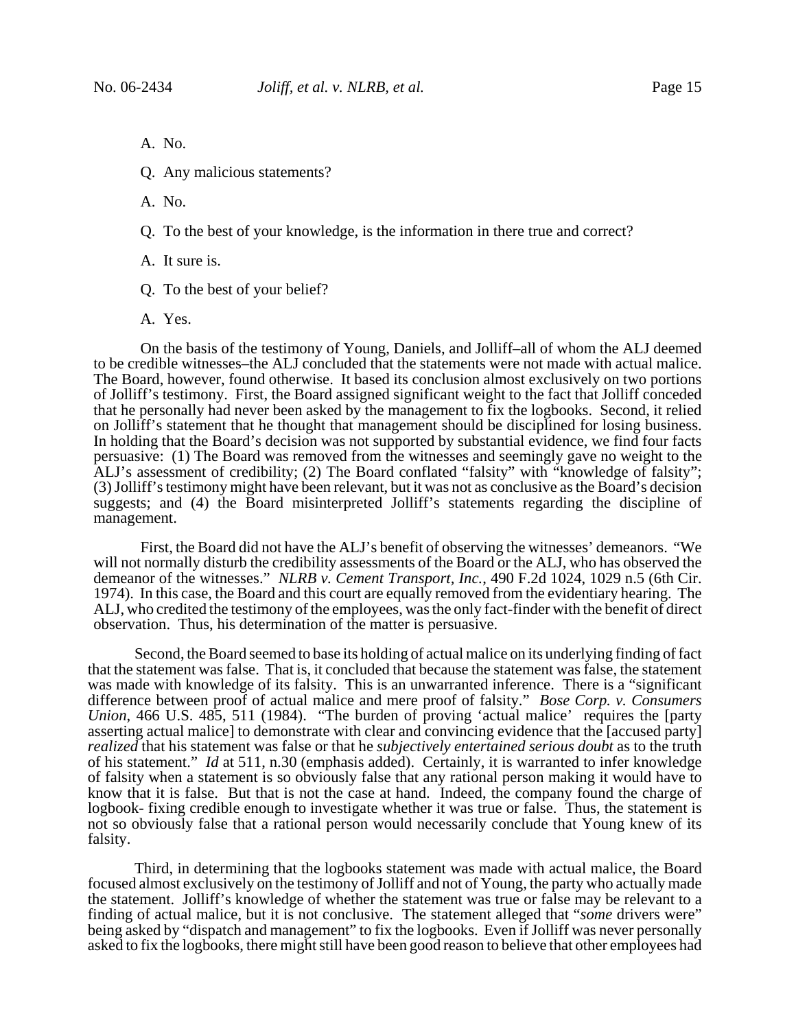A. No.

Q. Any malicious statements?

A. No.

Q. To the best of your knowledge, is the information in there true and correct?

A. It sure is.

Q. To the best of your belief?

A. Yes.

On the basis of the testimony of Young, Daniels, and Jolliff–all of whom the ALJ deemed to be credible witnesses–the ALJ concluded that the statements were not made with actual malice. The Board, however, found otherwise. It based its conclusion almost exclusively on two portions of Jolliff's testimony. First, the Board assigned significant weight to the fact that Jolliff conceded that he personally had never been asked by the management to fix the logbooks. Second, it relied on Jolliff's statement that he thought that management should be disciplined for losing business. In holding that the Board's decision was not supported by substantial evidence, we find four facts persuasive: (1) The Board was removed from the witnesses and seemingly gave no weight to the ALJ's assessment of credibility; (2) The Board conflated "falsity" with "knowledge of falsity"; (3) Jolliff's testimony might have been relevant, but it was not as conclusive as the Board's decision suggests; and (4) the Board misinterpreted Jolliff's statements regarding the discipline of management.

First, the Board did not have the ALJ's benefit of observing the witnesses' demeanors. "We will not normally disturb the credibility assessments of the Board or the ALJ, who has observed the demeanor of the witnesses." *NLRB v. Cement Transport, Inc.*, 490 F.2d 1024, 1029 n.5 (6th Cir. 1974). In this case, the Board and this court are equally removed from the evidentiary hearing. The ALJ, who credited the testimony of the employees, was the only fact-finder with the benefit of direct observation. Thus, his determination of the matter is persuasive.

Second, the Board seemed to base its holding of actual malice on its underlying finding of fact that the statement was false. That is, it concluded that because the statement was false, the statement was made with knowledge of its falsity. This is an unwarranted inference. There is a "significant difference between proof of actual malice and mere proof of falsity." *Bose Corp. v. Consumers Union*, 466 U.S. 485, 511 (1984). "The burden of proving 'actual malice' requires the [party asserting actual malice] to demonstrate with clear and convincing evidence that the [accused party] *realized* that his statement was false or that he *subjectively entertained serious doubt* as to the truth of his statement." *Id* at 511, n.30 (emphasis added). Certainly, it is warranted to infer knowledge of falsity when a statement is so obviously false that any rational person making it would have to know that it is false. But that is not the case at hand. Indeed, the company found the charge of logbook- fixing credible enough to investigate whether it was true or false. Thus, the statement is not so obviously false that a rational person would necessarily conclude that Young knew of its falsity.

Third, in determining that the logbooks statement was made with actual malice, the Board focused almost exclusively on the testimony of Jolliff and not of Young, the party who actually made the statement. Jolliff's knowledge of whether the statement was true or false may be relevant to a finding of actual malice, but it is not conclusive. The statement alleged that "*some* drivers were" being asked by "dispatch and management" to fix the logbooks. Even if Jolliff was never personally asked to fix the logbooks, there might still have been good reason to believe that other employees had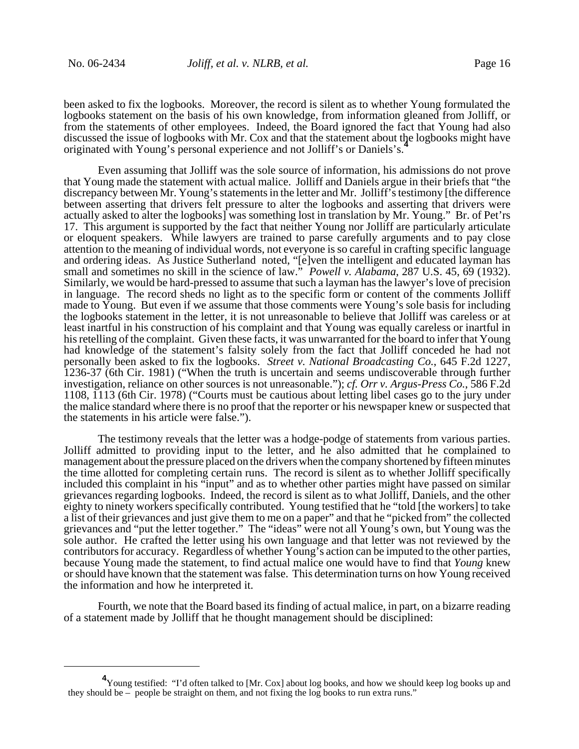been asked to fix the logbooks. Moreover, the record is silent as to whether Young formulated the logbooks statement on the basis of his own knowledge, from information gleaned from Jolliff, or from the statements of other employees. Indeed, the Board ignored the fact that Young had also discussed the issue of logbooks with Mr. Cox and that the statement about the logbooks might have originated with Young's personal experience and not Jolliff's or Daniels's.[4]

Even assuming that Jolliff was the sole source of information, his admissions do not prove that Young made the statement with actual malice. Jolliff and Daniels argue in their briefs that "the discrepancy between Mr. Young's statements in the letter and Mr. Jolliff's testimony [the difference between asserting that drivers felt pressure to alter the logbooks and asserting that drivers were actually asked to alter the logbooks] was something lost in translation by Mr. Young." Br. of Pet'rs 17. This argument is supported by the fact that neither Young nor Jolliff are particularly articulate or eloquent speakers. While lawyers are trained to parse carefully arguments and to pay close attention to the meaning of individual words, not everyone is so careful in crafting specific language and ordering ideas. As Justice Sutherland noted, "[e]ven the intelligent and educated layman has small and sometimes no skill in the science of law." *Powell v. Alabama*, 287 U.S. 45, 69 (1932). Similarly, we would be hard-pressed to assume that such a layman has the lawyer's love of precision in language. The record sheds no light as to the specific form or content of the comments Jolliff made to Young. But even if we assume that those comments were Young's sole basis for including the logbooks statement in the letter, it is not unreasonable to believe that Jolliff was careless or at least inartful in his construction of his complaint and that Young was equally careless or inartful in his retelling of the complaint. Given these facts, it was unwarranted for the board to infer that Young had knowledge of the statement's falsity solely from the fact that Jolliff conceded he had not personally been asked to fix the logbooks. *Street v. National Broadcasting Co.*, 645 F.2d 1227, 1236-37 (6th Cir. 1981) ("When the truth is uncertain and seems undiscoverable through further investigation, reliance on other sources is not unreasonable."); *cf. Orr v. Argus-Press Co.*, 586 F.2d 1108, 1113 (6th Cir. 1978) ("Courts must be cautious about letting libel cases go to the jury under the malice standard where there is no proof that the reporter or his newspaper knew or suspected that the statements in his article were false.").

The testimony reveals that the letter was a hodge-podge of statements from various parties. Jolliff admitted to providing input to the letter, and he also admitted that he complained to management about the pressure placed on the drivers when the company shortened by fifteen minutes the time allotted for completing certain runs. The record is silent as to whether Jolliff specifically included this complaint in his "input" and as to whether other parties might have passed on similar grievances regarding logbooks. Indeed, the record is silent as to what Jolliff, Daniels, and the other eighty to ninety workers specifically contributed. Young testified that he "told [the workers] to take a list of their grievances and just give them to me on a paper" and that he "picked from" the collected grievances and "put the letter together." The "ideas" were not all Young's own, but Young was the sole author. He crafted the letter using his own language and that letter was not reviewed by the contributors for accuracy. Regardless of whether Young's action can be imputed to the other parties, because Young made the statement, to find actual malice one would have to find that *Young* knew or should have known that the statement was false. This determination turns on how Young received the information and how he interpreted it.

Fourth, we note that the Board based its finding of actual malice, in part, on a bizarre reading of a statement made by Jolliff that he thought management should be disciplined:

---

[4] Young testified: "I'd often talked to [Mr. Cox] about log books, and how we should keep log books up and they should be – people be straight on them, and not fixing the log books to run extra runs."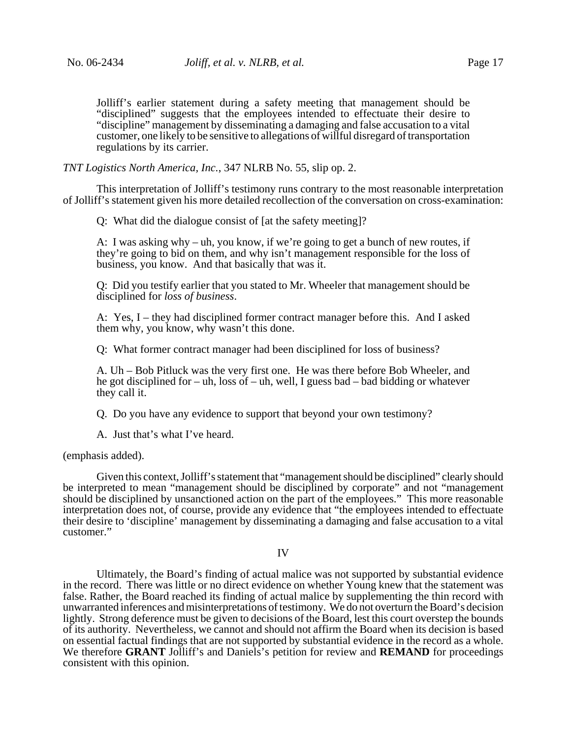> Jolliff's earlier statement during a safety meeting that management should be "disciplined" suggests that the employees intended to effectuate their desire to "discipline" management by disseminating a damaging and false accusation to a vital customer, one likely to be sensitive to allegations of willful disregard of transportation regulations by its carrier.

*TNT Logistics North America, Inc.*, 347 NLRB No. 55, slip op. 2.

This interpretation of Jolliff's testimony runs contrary to the most reasonable interpretation of Jolliff's statement given his more detailed recollection of the conversation on cross-examination:

> Q: What did the dialogue consist of [at the safety meeting]?
>
> A: I was asking why – uh, you know, if we're going to get a bunch of new routes, if they're going to bid on them, and why isn't management responsible for the loss of business, you know. And that basically that was it.
>
> Q: Did you testify earlier that you stated to Mr. Wheeler that management should be disciplined for *loss of business*.
>
> A: Yes, I – they had disciplined former contract manager before this. And I asked them why, you know, why wasn't this done.
>
> Q: What former contract manager had been disciplined for loss of business?
>
> A. Uh – Bob Pitluck was the very first one. He was there before Bob Wheeler, and he got disciplined for – uh, loss of – uh, well, I guess bad – bad bidding or whatever they call it.
>
> Q. Do you have any evidence to support that beyond your own testimony?
>
> A. Just that's what I've heard.

(emphasis added).

Given this context, Jolliff's statement that "management should be disciplined" clearly should be interpreted to mean "management should be disciplined by corporate" and not "management should be disciplined by unsanctioned action on the part of the employees." This more reasonable interpretation does not, of course, provide any evidence that "the employees intended to effectuate their desire to 'discipline' management by disseminating a damaging and false accusation to a vital customer."

## IV

Ultimately, the Board's finding of actual malice was not supported by substantial evidence in the record. There was little or no direct evidence on whether Young knew that the statement was false. Rather, the Board reached its finding of actual malice by supplementing the thin record with unwarranted inferences and misinterpretations of testimony. We do not overturn the Board's decision lightly. Strong deference must be given to decisions of the Board, lest this court overstep the bounds of its authority. Nevertheless, we cannot and should not affirm the Board when its decision is based on essential factual findings that are not supported by substantial evidence in the record as a whole. We therefore **GRANT** Jolliff's and Daniels's petition for review and **REMAND** for proceedings consistent with this opinion.